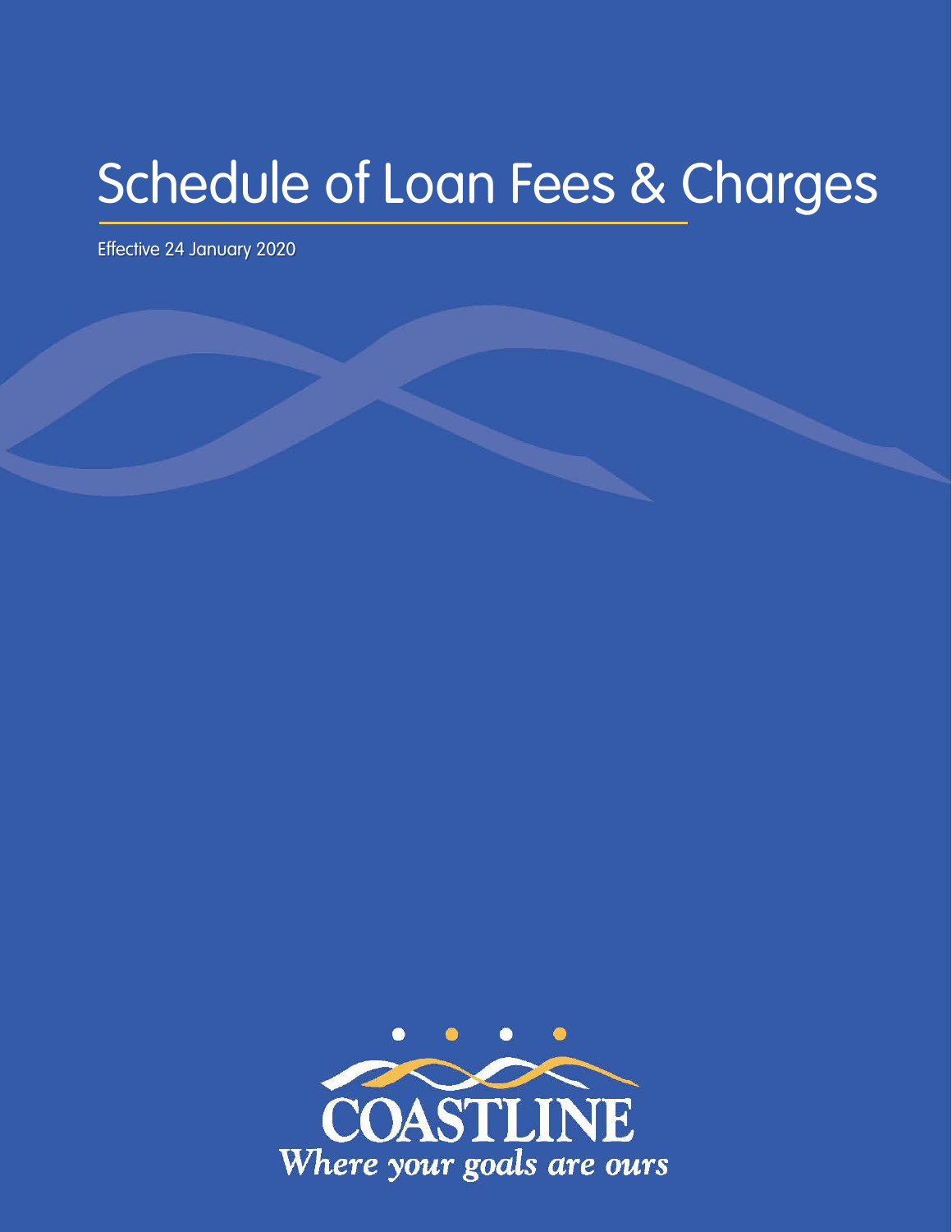# Schedule of Loan Fees & Charges

Effective 24 January 2020

COASTLINE

*Where your goals are ours*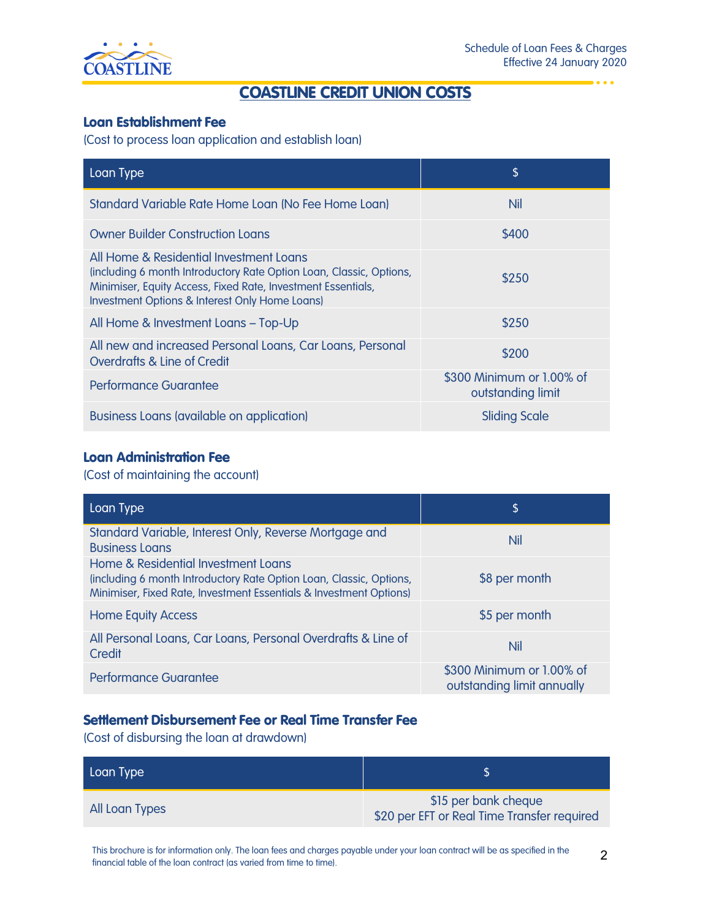# COASTLINE CREDIT UNION COSTS

### Loan Establishment Fee

(Cost to process loan application and establish loan)

| Loan Type | $ |
|---|---|
| Standard Variable Rate Home Loan (No Fee Home Loan) | Nil |
| Owner Builder Construction Loans | $400 |
| All Home & Residential Investment Loans (including 6 month Introductory Rate Option Loan, Classic, Options, Minimiser, Equity Access, Fixed Rate, Investment Essentials, Investment Options & Interest Only Home Loans) | $250 |
| All Home & Investment Loans – Top-Up | $250 |
| All new and increased Personal Loans, Car Loans, Personal Overdrafts & Line of Credit | $200 |
| Performance Guarantee | $300 Minimum or 1.00% of outstanding limit |
| Business Loans (available on application) | Sliding Scale |

### Loan Administration Fee

(Cost of maintaining the account)

| Loan Type | $ |
|---|---|
| Standard Variable, Interest Only, Reverse Mortgage and Business Loans | Nil |
| Home & Residential Investment Loans (including 6 month Introductory Rate Option Loan, Classic, Options, Minimiser, Fixed Rate, Investment Essentials & Investment Options) | $8 per month |
| Home Equity Access | $5 per month |
| All Personal Loans, Car Loans, Personal Overdrafts & Line of Credit | Nil |
| Performance Guarantee | $300 Minimum or 1.00% of outstanding limit annually |

### Settlement Disbursement Fee or Real Time Transfer Fee

(Cost of disbursing the loan at drawdown)

| Loan Type | $ |
|---|---|
| All Loan Types | $15 per bank cheque<br>$20 per EFT or Real Time Transfer required |

This brochure is for information only. The loan fees and charges payable under your loan contract will be as specified in the financial table of the loan contract (as varied from time to time).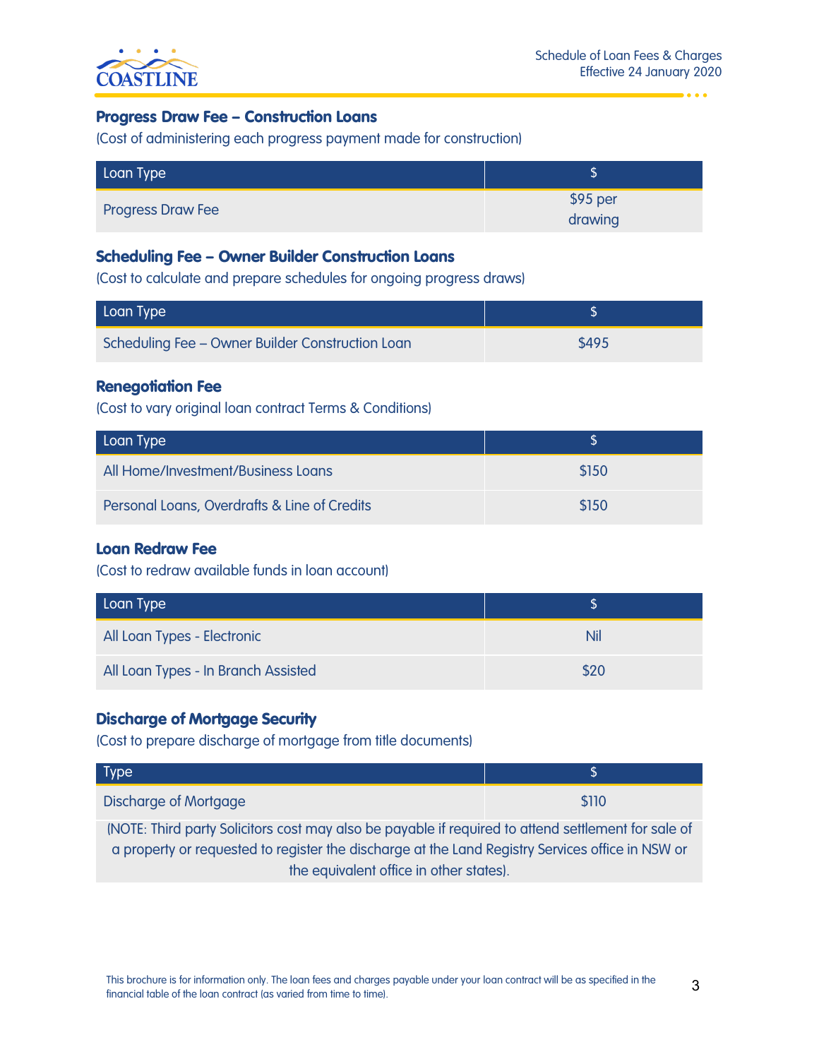### Progress Draw Fee – Construction Loans

(Cost of administering each progress payment made for construction)

| Loan Type | $ |
|---|---|
| Progress Draw Fee | $95 per drawing |

### Scheduling Fee – Owner Builder Construction Loans

(Cost to calculate and prepare schedules for ongoing progress draws)

| Loan Type | $ |
|---|---|
| Scheduling Fee – Owner Builder Construction Loan | $495 |

### Renegotiation Fee

(Cost to vary original loan contract Terms & Conditions)

| Loan Type | $ |
|---|---|
| All Home/Investment/Business Loans | $150 |
| Personal Loans, Overdrafts & Line of Credits | $150 |

### Loan Redraw Fee

(Cost to redraw available funds in loan account)

| Loan Type | $ |
|---|---|
| All Loan Types - Electronic | Nil |
| All Loan Types - In Branch Assisted | $20 |

### Discharge of Mortgage Security

(Cost to prepare discharge of mortgage from title documents)

| Type | $ |
|---|---|
| Discharge of Mortgage | $110 |
| (NOTE: Third party Solicitors cost may also be payable if required to attend settlement for sale of a property or requested to register the discharge at the Land Registry Services office in NSW or the equivalent office in other states). | |

This brochure is for information only. The loan fees and charges payable under your loan contract will be as specified in the financial table of the loan contract (as varied from time to time).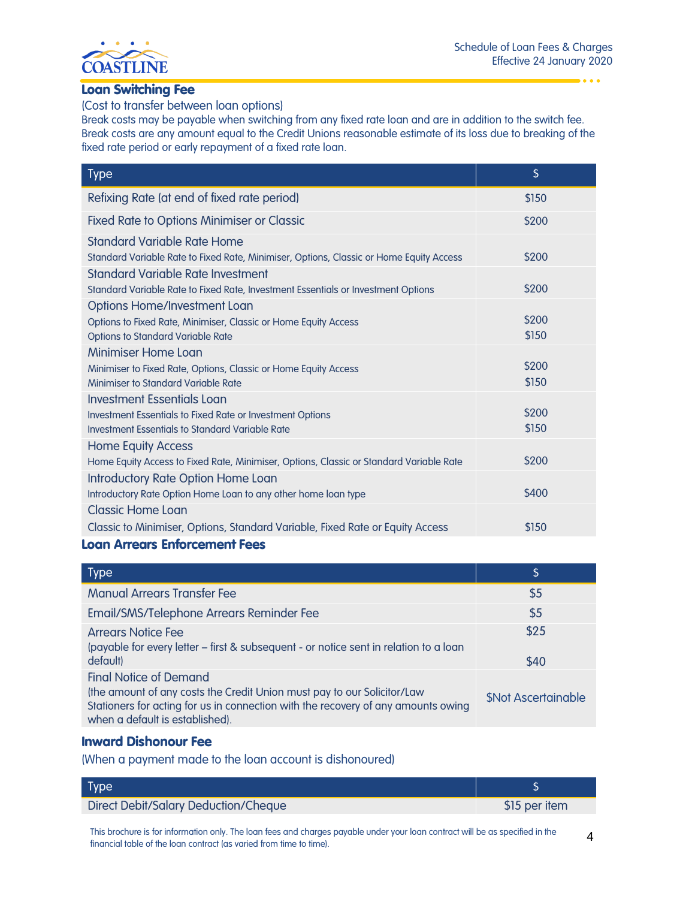## Loan Switching Fee

(Cost to transfer between loan options)
Break costs may be payable when switching from any fixed rate loan and are in addition to the switch fee. Break costs are any amount equal to the Credit Unions reasonable estimate of its loss due to breaking of the fixed rate period or early repayment of a fixed rate loan.

| Type | $ |
|---|---|
| Refixing Rate (at end of fixed rate period) | $150 |
| Fixed Rate to Options Minimiser or Classic | $200 |
| Standard Variable Rate Home<br>Standard Variable Rate to Fixed Rate, Minimiser, Options, Classic or Home Equity Access | $200 |
| Standard Variable Rate Investment<br>Standard Variable Rate to Fixed Rate, Investment Essentials or Investment Options | $200 |
| Options Home/Investment Loan<br>Options to Fixed Rate, Minimiser, Classic or Home Equity Access<br>Options to Standard Variable Rate | $200<br>$150 |
| Minimiser Home Loan<br>Minimiser to Fixed Rate, Options, Classic or Home Equity Access<br>Minimiser to Standard Variable Rate | $200<br>$150 |
| Investment Essentials Loan<br>Investment Essentials to Fixed Rate or Investment Options<br>Investment Essentials to Standard Variable Rate | $200<br>$150 |
| Home Equity Access<br>Home Equity Access to Fixed Rate, Minimiser, Options, Classic or Standard Variable Rate | $200 |
| Introductory Rate Option Home Loan<br>Introductory Rate Option Home Loan to any other home loan type | $400 |
| Classic Home Loan<br>Classic to Minimiser, Options, Standard Variable, Fixed Rate or Equity Access | $150 |

## Loan Arrears Enforcement Fees

| Type | $ |
|---|---|
| Manual Arrears Transfer Fee | $5 |
| Email/SMS/Telephone Arrears Reminder Fee | $5 |
| Arrears Notice Fee<br>(payable for every letter – first & subsequent - or notice sent in relation to a loan default) | $25<br>$40 |
| Final Notice of Demand<br>(the amount of any costs the Credit Union must pay to our Solicitor/Law Stationers for acting for us in connection with the recovery of any amounts owing when a default is established). | $Not Ascertainable |

## Inward Dishonour Fee

(When a payment made to the loan account is dishonoured)

| Type | $ |
|---|---|
| Direct Debit/Salary Deduction/Cheque | $15 per item |

This brochure is for information only. The loan fees and charges payable under your loan contract will be as specified in the financial table of the loan contract (as varied from time to time).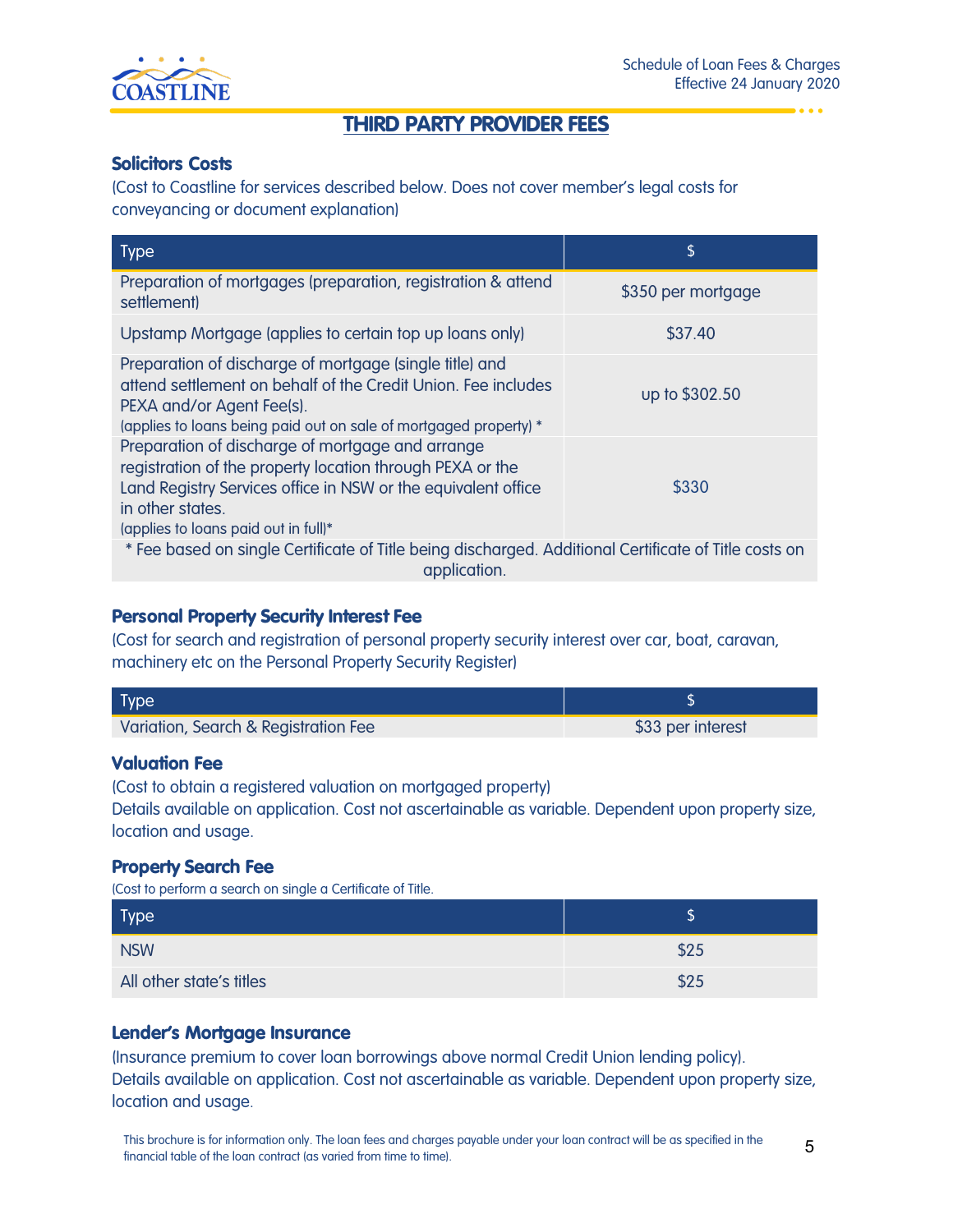## THIRD PARTY PROVIDER FEES

### Solicitors Costs

(Cost to Coastline for services described below. Does not cover member's legal costs for conveyancing or document explanation)

| Type | $ |
|---|---|
| Preparation of mortgages (preparation, registration & attend settlement) | $350 per mortgage |
| Upstamp Mortgage (applies to certain top up loans only) | $37.40 |
| Preparation of discharge of mortgage (single title) and attend settlement on behalf of the Credit Union. Fee includes PEXA and/or Agent Fee(s). (applies to loans being paid out on sale of mortgaged property) * | up to $302.50 |
| Preparation of discharge of mortgage and arrange registration of the property location through PEXA or the Land Registry Services office in NSW or the equivalent office in other states. (applies to loans paid out in full)* | $330 |
| * Fee based on single Certificate of Title being discharged. Additional Certificate of Title costs on application. | |

### Personal Property Security Interest Fee

(Cost for search and registration of personal property security interest over car, boat, caravan, machinery etc on the Personal Property Security Register)

| Type | $ |
|---|---|
| Variation, Search & Registration Fee | $33 per interest |

### Valuation Fee

(Cost to obtain a registered valuation on mortgaged property)
Details available on application. Cost not ascertainable as variable. Dependent upon property size, location and usage.

### Property Search Fee

(Cost to perform a search on single a Certificate of Title.

| Type | $ |
|---|---|
| NSW | $25 |
| All other state's titles | $25 |

### Lender's Mortgage Insurance

(Insurance premium to cover loan borrowings above normal Credit Union lending policy).
Details available on application. Cost not ascertainable as variable. Dependent upon property size, location and usage.

This brochure is for information only. The loan fees and charges payable under your loan contract will be as specified in the financial table of the loan contract (as varied from time to time).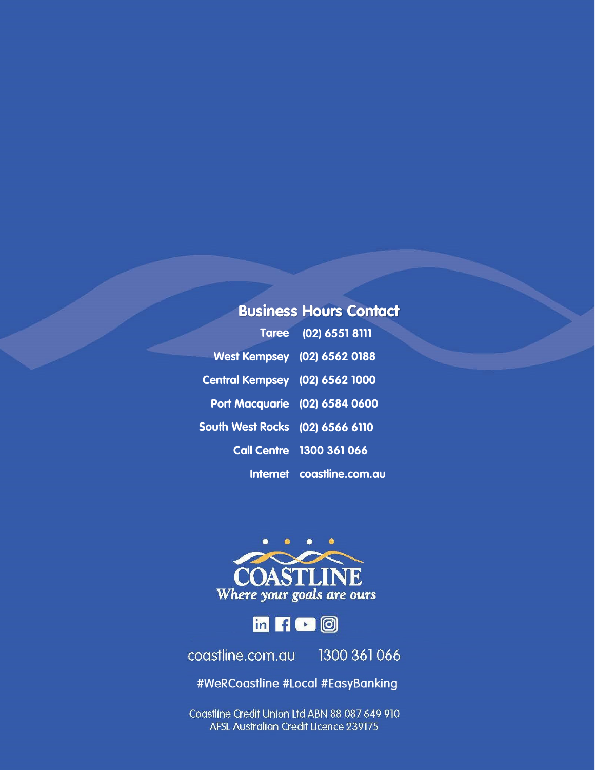## Business Hours Contact

| | |
|---|---|
| Taree | (02) 6551 8111 |
| West Kempsey | (02) 6562 0188 |
| Central Kempsey | (02) 6562 1000 |
| Port Macquarie | (02) 6584 0600 |
| South West Rocks | (02) 6566 6110 |
| Call Centre | 1300 361 066 |
| Internet | coastline.com.au |

COASTLINE

*Where your goals are ours*

coastline.com.au 1300 361 066

#WeRCoastline #Local #EasyBanking

Coastline Credit Union Ltd ABN 88 087 649 910
AFSL Australian Credit Licence 239175